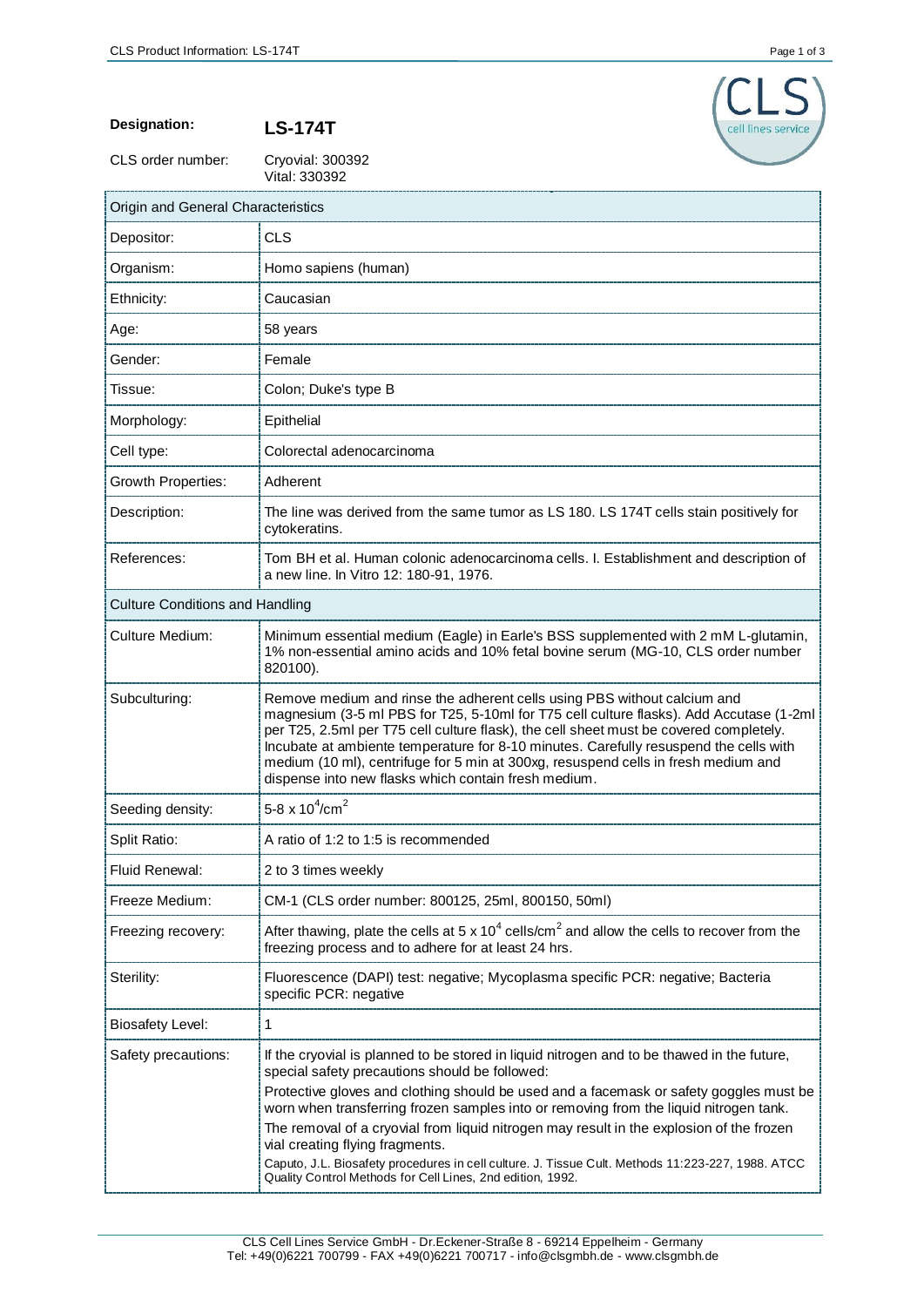**Designation:** **LS-174T**

CLS order number: Cryovial: 300392
Vital: 330392

| Origin and General Characteristics | |
|---|---|
| Depositor: | CLS |
| Organism: | Homo sapiens (human) |
| Ethnicity: | Caucasian |
| Age: | 58 years |
| Gender: | Female |
| Tissue: | Colon; Duke's type B |
| Morphology: | Epithelial |
| Cell type: | Colorectal adenocarcinoma |
| Growth Properties: | Adherent |
| Description: | The line was derived from the same tumor as LS 180. LS 174T cells stain positively for cytokeratins. |
| References: | Tom BH et al. Human colonic adenocarcinoma cells. I. Establishment and description of a new line. In Vitro 12: 180-91, 1976. |
| **Culture Conditions and Handling** | |
| Culture Medium: | Minimum essential medium (Eagle) in Earle's BSS supplemented with 2 mM L-glutamin, 1% non-essential amino acids and 10% fetal bovine serum (MG-10, CLS order number 820100). |
| Subculturing: | Remove medium and rinse the adherent cells using PBS without calcium and magnesium (3-5 ml PBS for T25, 5-10ml for T75 cell culture flasks). Add Accutase (1-2ml per T25, 2.5ml per T75 cell culture flask), the cell sheet must be covered completely. Incubate at ambiente temperature for 8-10 minutes. Carefully resuspend the cells with medium (10 ml), centrifuge for 5 min at 300xg, resuspend cells in fresh medium and dispense into new flasks which contain fresh medium. |
| Seeding density: | 5-8 x $10^4$/$cm^2$ |
| Split Ratio: | A ratio of 1:2 to 1:5 is recommended |
| Fluid Renewal: | 2 to 3 times weekly |
| Freeze Medium: | CM-1 (CLS order number: 800125, 25ml, 800150, 50ml) |
| Freezing recovery: | After thawing, plate the cells at 5 x $10^4$ cells/$cm^2$ and allow the cells to recover from the freezing process and to adhere for at least 24 hrs. |
| Sterility: | Fluorescence (DAPI) test: negative; Mycoplasma specific PCR: negative; Bacteria specific PCR: negative |
| Biosafety Level: | 1 |
| Safety precautions: | If the cryovial is planned to be stored in liquid nitrogen and to be thawed in the future, special safety precautions should be followed: Protective gloves and clothing should be used and a facemask or safety goggles must be worn when transferring frozen samples into or removing from the liquid nitrogen tank. The removal of a cryovial from liquid nitrogen may result in the explosion of the frozen vial creating flying fragments. Caputo, J.L. Biosafety procedures in cell culture. J. Tissue Cult. Methods 11:223-227, 1988. ATCC Quality Control Methods for Cell Lines, 2nd edition, 1992. |

CLS Cell Lines Service GmbH - Dr.Eckener-Straße 8 - 69214 Eppelheim - Germany
Tel: +49(0)6221 700799 - FAX +49(0)6221 700717 - info@clsgmbh.de - www.clsgmbh.de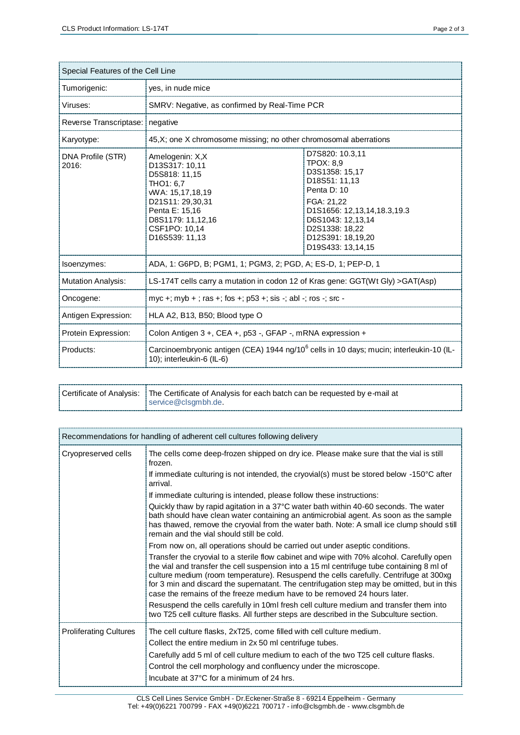| Special Features of the Cell Line | | |
|---|---|---|
| Tumorigenic: | yes, in nude mice | |
| Viruses: | SMRV: Negative, as confirmed by Real-Time PCR | |
| Reverse Transcriptase: | negative | |
| Karyotype: | 45,X; one X chromosome missing; no other chromosomal aberrations | |
| DNA Profile (STR) 2016: | Amelogenin: X,X<br>D13S317: 10,11<br>D5S818: 11,15<br>THO1: 6,7<br>vWA: 15,17,18,19<br>D21S11: 29,30,31<br>Penta E: 15,16<br>D8S1179: 11,12,16<br>CSF1PO: 10,14<br>D16S539: 11,13 | D7S820: 10.3,11<br>TPOX: 8,9<br>D3S1358: 15,17<br>D18S51: 11,13<br>Penta D: 10<br>FGA: 21,22<br>D1S1656: 12,13,14,18.3,19.3<br>D6S1043: 12,13,14<br>D2S1338: 18,22<br>D12S391: 18,19,20<br>D19S433: 13,14,15 |
| Isoenzymes: | ADA, 1: G6PD, B; PGM1, 1; PGM3, 2; PGD, A; ES-D, 1; PEP-D, 1 | |
| Mutation Analysis: | LS-174T cells carry a mutation in codon 12 of Kras gene: GGT(Wt Gly) >GAT(Asp) | |
| Oncogene: | myc +; myb + ; ras +; fos +; p53 +; sis -; abl -; ros -; src - | |
| Antigen Expression: | HLA A2, B13, B50; Blood type O | |
| Protein Expression: | Colon Antigen 3 +, CEA +, p53 -, GFAP -, mRNA expression + | |
| Products: | Carcinoembryonic antigen (CEA) 1944 ng/$10^6$ cells in 10 days; mucin; interleukin-10 (IL-10); interleukin-6 (IL-6) | |

| Certificate of Analysis: | The Certificate of Analysis for each batch can be requested by e-mail at service@clsgmbh.de. |
|---|---|

| Recommendations for handling of adherent cell cultures following delivery | |
|---|---|
| Cryopreserved cells | The cells come deep-frozen shipped on dry ice. Please make sure that the vial is still frozen.<br>If immediate culturing is not intended, the cryovial(s) must be stored below -150°C after arrival.<br>If immediate culturing is intended, please follow these instructions:<br>Quickly thaw by rapid agitation in a 37°C water bath within 40-60 seconds. The water bath should have clean water containing an antimicrobial agent. As soon as the sample has thawed, remove the cryovial from the water bath. Note: A small ice clump should still remain and the vial should still be cold.<br>From now on, all operations should be carried out under aseptic conditions.<br>Transfer the cryovial to a sterile flow cabinet and wipe with 70% alcohol. Carefully open the vial and transfer the cell suspension into a 15 ml centrifuge tube containing 8 ml of culture medium (room temperature). Resuspend the cells carefully. Centrifuge at 300xg for 3 min and discard the supernatant. The centrifugation step may be omitted, but in this case the remains of the freeze medium have to be removed 24 hours later.<br>Resuspend the cells carefully in 10ml fresh cell culture medium and transfer them into two T25 cell culture flasks. All further steps are described in the Subculture section. |
| Proliferating Cultures | The cell culture flasks, 2xT25, come filled with cell culture medium.<br>Collect the entire medium in 2x 50 ml centrifuge tubes.<br>Carefully add 5 ml of cell culture medium to each of the two T25 cell culture flasks.<br>Control the cell morphology and confluency under the microscope.<br>Incubate at 37°C for a minimum of 24 hrs. |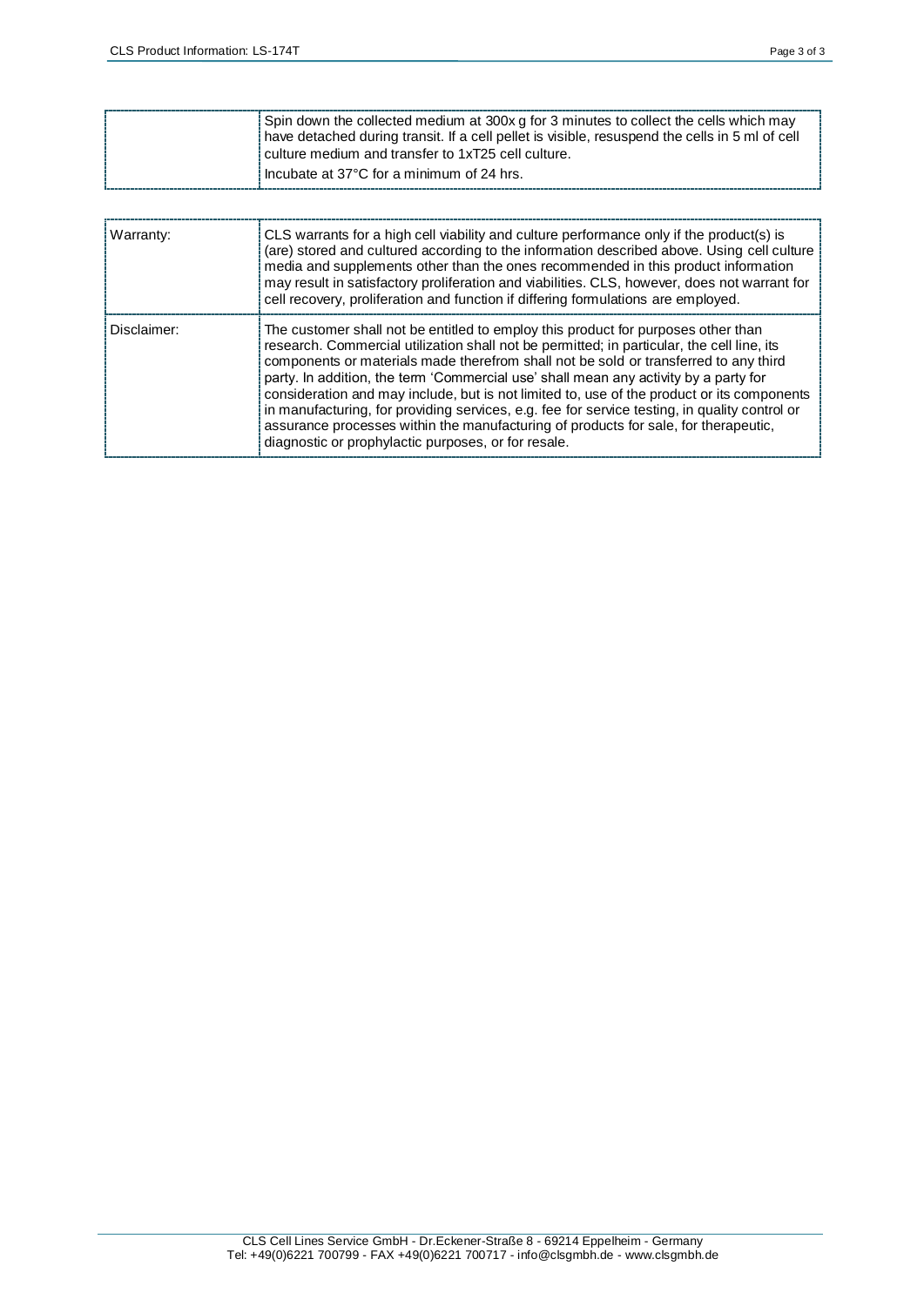| | |
|---|---|
| | Spin down the collected medium at 300x g for 3 minutes to collect the cells which may have detached during transit. If a cell pellet is visible, resuspend the cells in 5 ml of cell culture medium and transfer to 1xT25 cell culture.<br>Incubate at 37°C for a minimum of 24 hrs. |

| | |
|---|---|
| Warranty: | CLS warrants for a high cell viability and culture performance only if the product(s) is (are) stored and cultured according to the information described above. Using cell culture media and supplements other than the ones recommended in this product information may result in satisfactory proliferation and viabilities. CLS, however, does not warrant for cell recovery, proliferation and function if differing formulations are employed. |
| Disclaimer: | The customer shall not be entitled to employ this product for purposes other than research. Commercial utilization shall not be permitted; in particular, the cell line, its components or materials made therefrom shall not be sold or transferred to any third party. In addition, the term 'Commercial use' shall mean any activity by a party for consideration and may include, but is not limited to, use of the product or its components in manufacturing, for providing services, e.g. fee for service testing, in quality control or assurance processes within the manufacturing of products for sale, for therapeutic, diagnostic or prophylactic purposes, or for resale. |

CLS Cell Lines Service GmbH - Dr.Eckener-Straße 8 - 69214 Eppelheim - Germany
Tel: +49(0)6221 700799 - FAX +49(0)6221 700717 - info@clsgmbh.de - www.clsgmbh.de